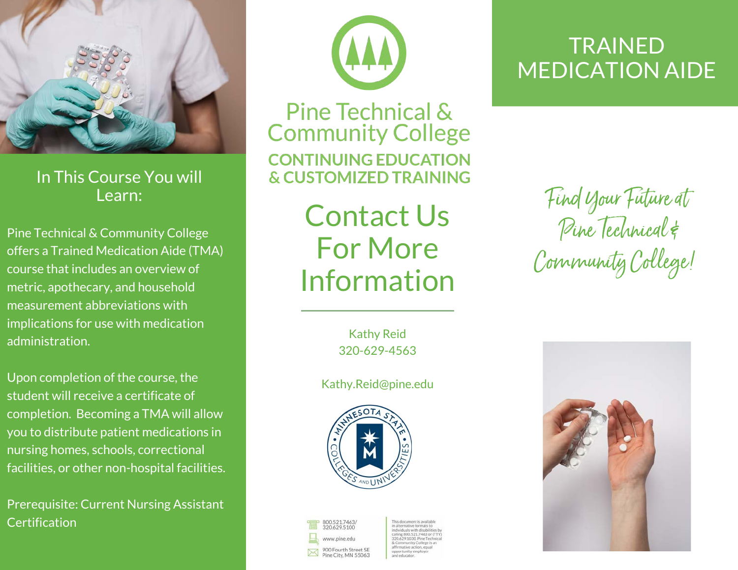# TRAINED MEDICATION AIDE

Find Your Future at Pine Technical & Community College!

## In This Course You will Learn:

Pine Technical & Community College offers a Trained Medication Aide (TMA) course that includes an overview of metric, apothecary, and household measurement abbreviations with implications for use with medication administration.

Upon completion of the course, the student will receive a certificate of completion. Becoming a TMA will allow you to distribute patient medications in nursing homes, schools, correctional facilities, or other non-hospital facilities.

Prerequisite: Current Nursing Assistant Certification

Pine Technical & Community College

**CONTINUING EDUCATION & CUSTOMIZED TRAINING**

## Contact Us For More Information

Kathy Reid
320-629-4563

Kathy.Reid@pine.edu

Minnesota State Colleges and Universities

800.521.7463/
320.629.5100

www.pine.edu

900 Fourth Street SE
Pine City, MN 55063

This document is available in alternative formats to individuals with disabilities by calling 800.521.7463 or (TTY) 320.629.1030. Pine Technical & Community College is an affirmative action, equal opportunity employer and educator.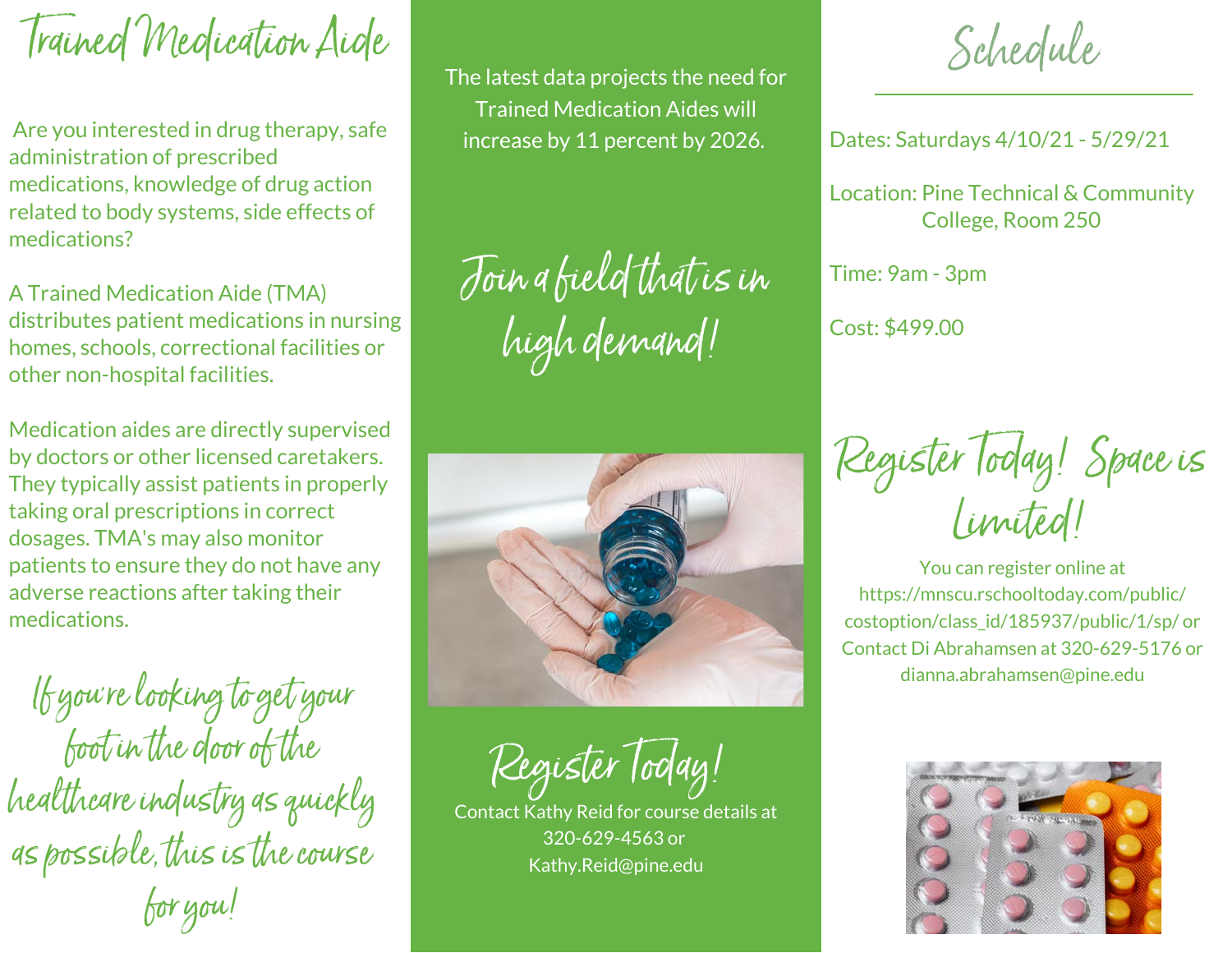# Trained Medication Aide

Are you interested in drug therapy, safe administration of prescribed medications, knowledge of drug action related to body systems, side effects of medications?

A Trained Medication Aide (TMA) distributes patient medications in nursing homes, schools, correctional facilities or other non-hospital facilities.

Medication aides are directly supervised by doctors or other licensed caretakers. They typically assist patients in properly taking oral prescriptions in correct dosages. TMA's may also monitor patients to ensure they do not have any adverse reactions after taking their medications.

*If you're looking to get your foot in the door of the healthcare industry as quickly as possible, this is the course for you!*

The latest data projects the need for Trained Medication Aides will increase by 11 percent by 2026.

*Join a field that is in high demand!*

*Register Today!*

Contact Kathy Reid for course details at 320-629-4563 or Kathy.Reid@pine.edu

## Schedule

Dates: Saturdays 4/10/21 - 5/29/21

Location: Pine Technical & Community College, Room 250

Time: 9am - 3pm

Cost: $499.00

*Register Today! Space is Limited!*

You can register online at https://mnscu.rschooltoday.com/public/costoption/class_id/185937/public/1/sp/ or Contact Di Abrahamsen at 320-629-5176 or dianna.abrahamsen@pine.edu